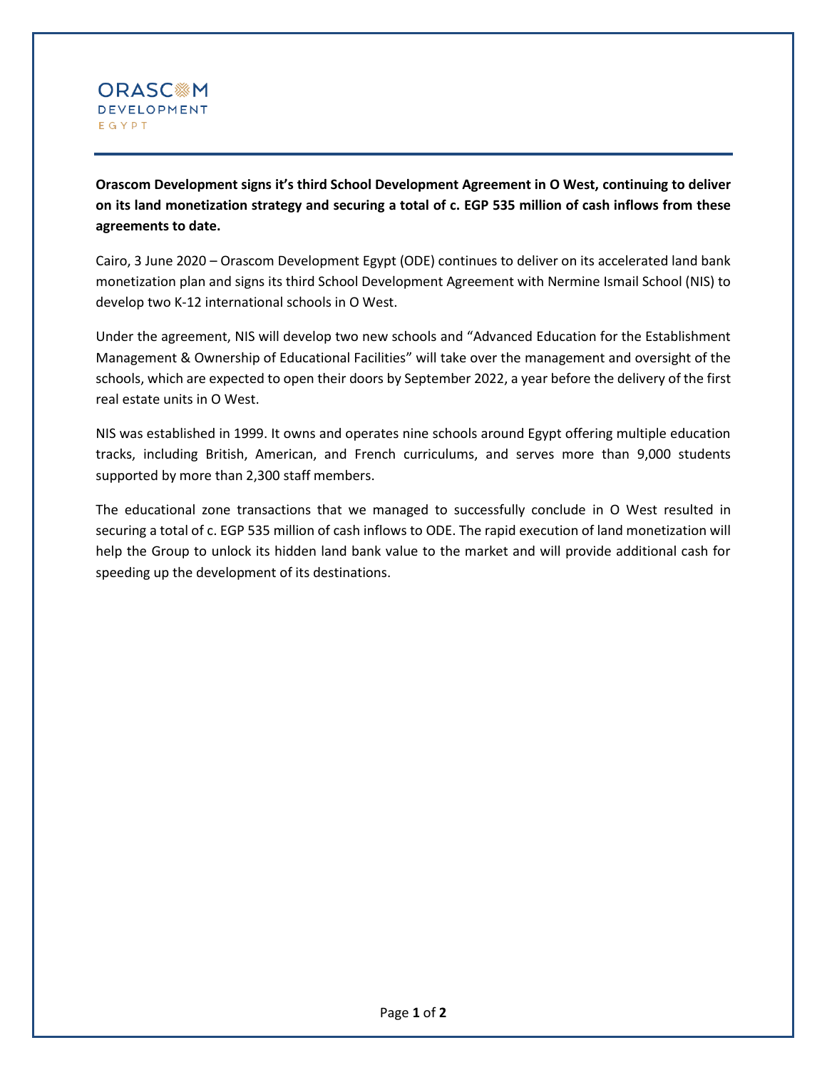ORASCOM
DEVELOPMENT
EGYPT

**Orascom Development signs it's third School Development Agreement in O West, continuing to deliver on its land monetization strategy and securing a total of c. EGP 535 million of cash inflows from these agreements to date.**

Cairo, 3 June 2020 – Orascom Development Egypt (ODE) continues to deliver on its accelerated land bank monetization plan and signs its third School Development Agreement with Nermine Ismail School (NIS) to develop two K-12 international schools in O West.

Under the agreement, NIS will develop two new schools and "Advanced Education for the Establishment Management & Ownership of Educational Facilities" will take over the management and oversight of the schools, which are expected to open their doors by September 2022, a year before the delivery of the first real estate units in O West.

NIS was established in 1999. It owns and operates nine schools around Egypt offering multiple education tracks, including British, American, and French curriculums, and serves more than 9,000 students supported by more than 2,300 staff members.

The educational zone transactions that we managed to successfully conclude in O West resulted in securing a total of c. EGP 535 million of cash inflows to ODE. The rapid execution of land monetization will help the Group to unlock its hidden land bank value to the market and will provide additional cash for speeding up the development of its destinations.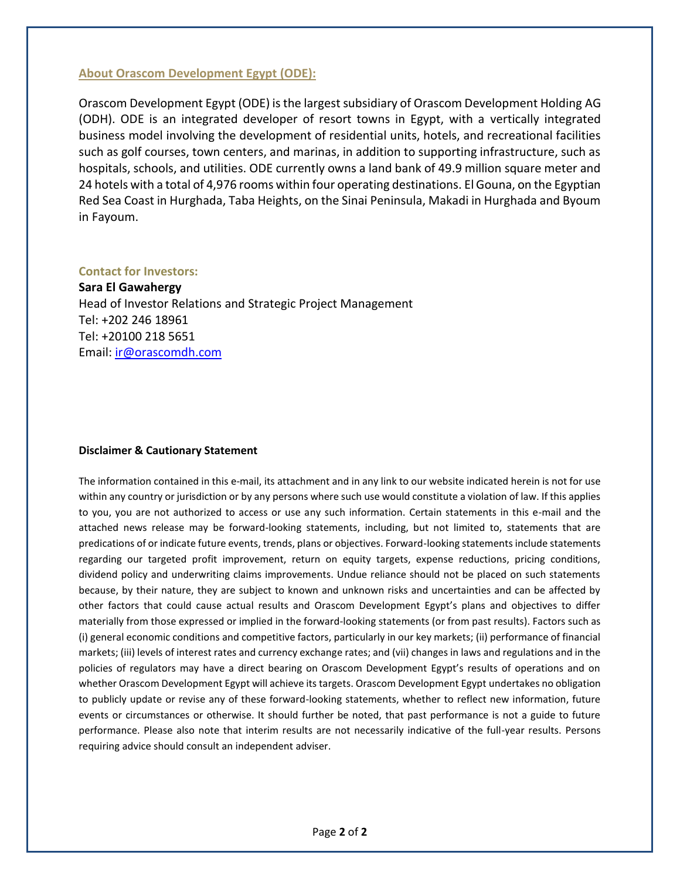## About Orascom Development Egypt (ODE):

Orascom Development Egypt (ODE) is the largest subsidiary of Orascom Development Holding AG (ODH). ODE is an integrated developer of resort towns in Egypt, with a vertically integrated business model involving the development of residential units, hotels, and recreational facilities such as golf courses, town centers, and marinas, in addition to supporting infrastructure, such as hospitals, schools, and utilities. ODE currently owns a land bank of 49.9 million square meter and 24 hotels with a total of 4,976 rooms within four operating destinations. El Gouna, on the Egyptian Red Sea Coast in Hurghada, Taba Heights, on the Sinai Peninsula, Makadi in Hurghada and Byoum in Fayoum.

### Contact for Investors:

**Sara El Gawahergy**
Head of Investor Relations and Strategic Project Management
Tel: +202 246 18961
Tel: +20100 218 5651
Email: ir@orascomdh.com

**Disclaimer & Cautionary Statement**

The information contained in this e-mail, its attachment and in any link to our website indicated herein is not for use within any country or jurisdiction or by any persons where such use would constitute a violation of law. If this applies to you, you are not authorized to access or use any such information. Certain statements in this e-mail and the attached news release may be forward-looking statements, including, but not limited to, statements that are predications of or indicate future events, trends, plans or objectives. Forward-looking statements include statements regarding our targeted profit improvement, return on equity targets, expense reductions, pricing conditions, dividend policy and underwriting claims improvements. Undue reliance should not be placed on such statements because, by their nature, they are subject to known and unknown risks and uncertainties and can be affected by other factors that could cause actual results and Orascom Development Egypt's plans and objectives to differ materially from those expressed or implied in the forward-looking statements (or from past results). Factors such as (i) general economic conditions and competitive factors, particularly in our key markets; (ii) performance of financial markets; (iii) levels of interest rates and currency exchange rates; and (vii) changes in laws and regulations and in the policies of regulators may have a direct bearing on Orascom Development Egypt's results of operations and on whether Orascom Development Egypt will achieve its targets. Orascom Development Egypt undertakes no obligation to publicly update or revise any of these forward-looking statements, whether to reflect new information, future events or circumstances or otherwise. It should further be noted, that past performance is not a guide to future performance. Please also note that interim results are not necessarily indicative of the full-year results. Persons requiring advice should consult an independent adviser.